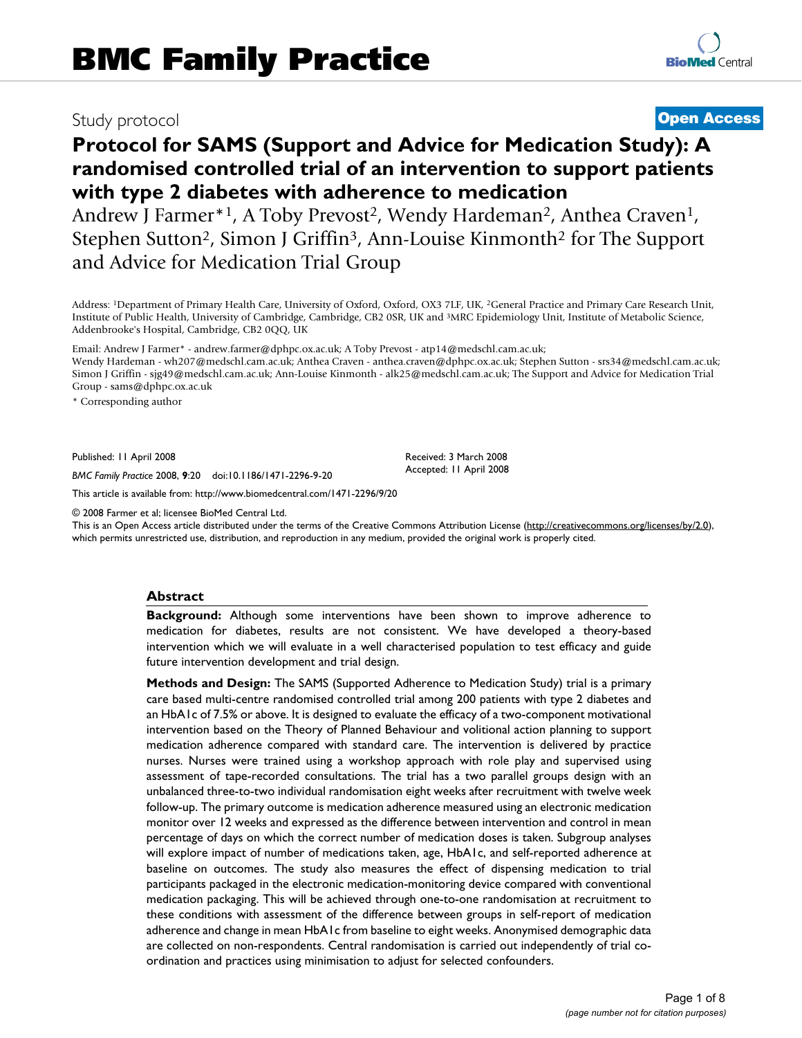# BMC Family Practice

Study protocol

**Open Access**

# Protocol for SAMS (Support and Advice for Medication Study): A randomised controlled trial of an intervention to support patients with type 2 diabetes with adherence to medication

Andrew J Farmer*[1], A Toby Prevost[2], Wendy Hardeman[2], Anthea Craven[1], Stephen Sutton[2], Simon J Griffin[3], Ann-Louise Kinmonth[2] for The Support and Advice for Medication Trial Group

Address: [1]Department of Primary Health Care, University of Oxford, Oxford, OX3 7LF, UK, [2]General Practice and Primary Care Research Unit, Institute of Public Health, University of Cambridge, Cambridge, CB2 0SR, UK and [3]MRC Epidemiology Unit, Institute of Metabolic Science, Addenbrooke's Hospital, Cambridge, CB2 0QQ, UK

Email: Andrew J Farmer* - andrew.farmer@dphpc.ox.ac.uk; A Toby Prevost - atp14@medschl.cam.ac.uk; Wendy Hardeman - wh207@medschl.cam.ac.uk; Anthea Craven - anthea.craven@dphpc.ox.ac.uk; Stephen Sutton - srs34@medschl.cam.ac.uk; Simon J Griffin - sjg49@medschl.cam.ac.uk; Ann-Louise Kinmonth - alk25@medschl.cam.ac.uk; The Support and Advice for Medication Trial Group - sams@dphpc.ox.ac.uk

\* Corresponding author

Published: 11 April 2008

*BMC Family Practice* 2008, **9**:20 doi:10.1186/1471-2296-9-20

Received: 3 March 2008
Accepted: 11 April 2008

This article is available from: http://www.biomedcentral.com/1471-2296/9/20

© 2008 Farmer et al; licensee BioMed Central Ltd.
This is an Open Access article distributed under the terms of the Creative Commons Attribution License (http://creativecommons.org/licenses/by/2.0), which permits unrestricted use, distribution, and reproduction in any medium, provided the original work is properly cited.

## Abstract

**Background:** Although some interventions have been shown to improve adherence to medication for diabetes, results are not consistent. We have developed a theory-based intervention which we will evaluate in a well characterised population to test efficacy and guide future intervention development and trial design.

**Methods and Design:** The SAMS (Supported Adherence to Medication Study) trial is a primary care based multi-centre randomised controlled trial among 200 patients with type 2 diabetes and an HbA1c of 7.5% or above. It is designed to evaluate the efficacy of a two-component motivational intervention based on the Theory of Planned Behaviour and volitional action planning to support medication adherence compared with standard care. The intervention is delivered by practice nurses. Nurses were trained using a workshop approach with role play and supervised using assessment of tape-recorded consultations. The trial has a two parallel groups design with an unbalanced three-to-two individual randomisation eight weeks after recruitment with twelve week follow-up. The primary outcome is medication adherence measured using an electronic medication monitor over 12 weeks and expressed as the difference between intervention and control in mean percentage of days on which the correct number of medication doses is taken. Subgroup analyses will explore impact of number of medications taken, age, HbA1c, and self-reported adherence at baseline on outcomes. The study also measures the effect of dispensing medication to trial participants packaged in the electronic medication-monitoring device compared with conventional medication packaging. This will be achieved through one-to-one randomisation at recruitment to these conditions with assessment of the difference between groups in self-report of medication adherence and change in mean HbA1c from baseline to eight weeks. Anonymised demographic data are collected on non-respondents. Central randomisation is carried out independently of trial co-ordination and practices using minimisation to adjust for selected confounders.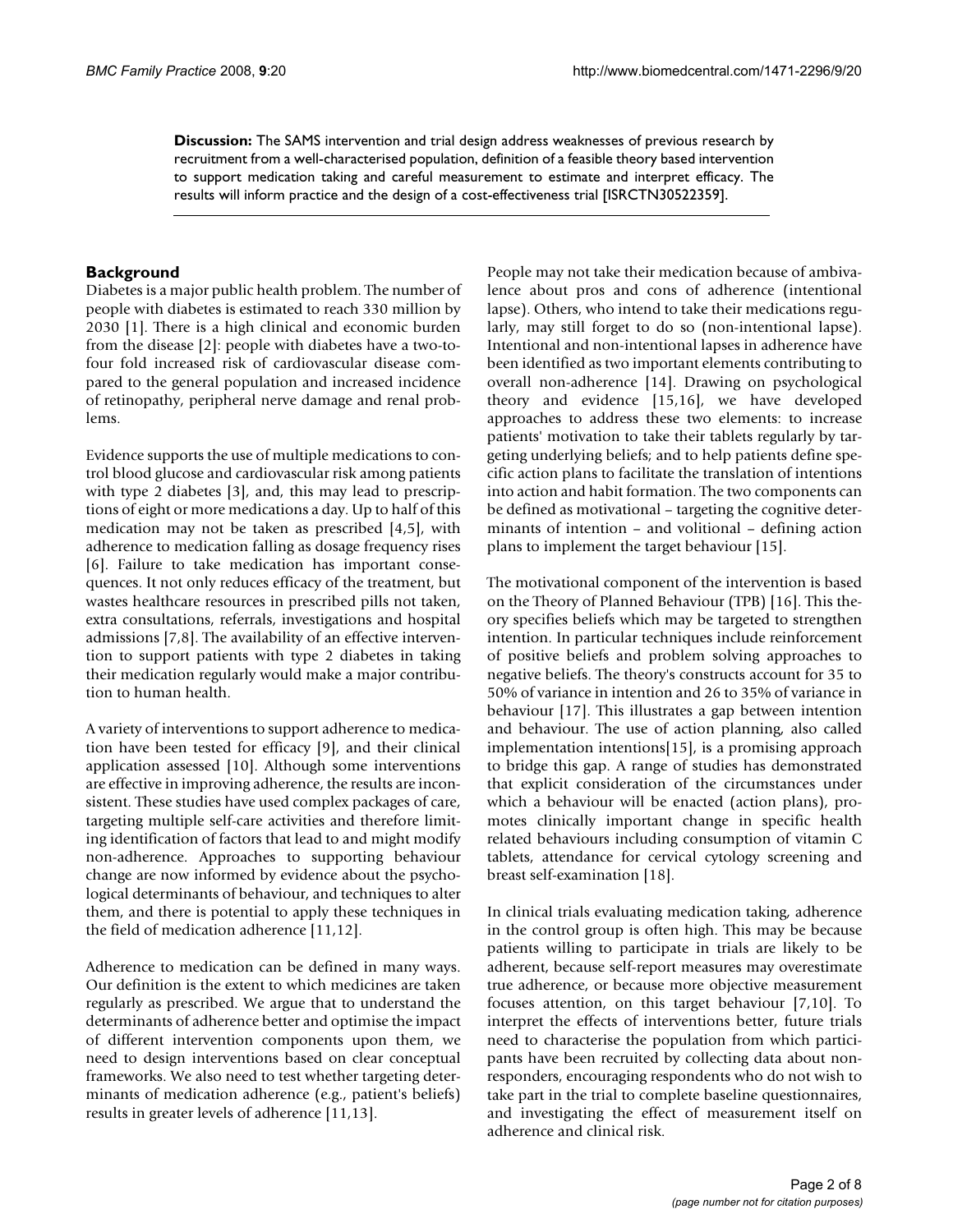**Discussion:** The SAMS intervention and trial design address weaknesses of previous research by recruitment from a well-characterised population, definition of a feasible theory based intervention to support medication taking and careful measurement to estimate and interpret efficacy. The results will inform practice and the design of a cost-effectiveness trial [ISRCTN30522359].

## Background

Diabetes is a major public health problem. The number of people with diabetes is estimated to reach 330 million by 2030 [1]. There is a high clinical and economic burden from the disease [2]: people with diabetes have a two-to-four fold increased risk of cardiovascular disease compared to the general population and increased incidence of retinopathy, peripheral nerve damage and renal problems.

Evidence supports the use of multiple medications to control blood glucose and cardiovascular risk among patients with type 2 diabetes [3], and, this may lead to prescriptions of eight or more medications a day. Up to half of this medication may not be taken as prescribed [4,5], with adherence to medication falling as dosage frequency rises [6]. Failure to take medication has important consequences. It not only reduces efficacy of the treatment, but wastes healthcare resources in prescribed pills not taken, extra consultations, referrals, investigations and hospital admissions [7,8]. The availability of an effective intervention to support patients with type 2 diabetes in taking their medication regularly would make a major contribution to human health.

A variety of interventions to support adherence to medication have been tested for efficacy [9], and their clinical application assessed [10]. Although some interventions are effective in improving adherence, the results are inconsistent. These studies have used complex packages of care, targeting multiple self-care activities and therefore limiting identification of factors that lead to and might modify non-adherence. Approaches to supporting behaviour change are now informed by evidence about the psychological determinants of behaviour, and techniques to alter them, and there is potential to apply these techniques in the field of medication adherence [11,12].

Adherence to medication can be defined in many ways. Our definition is the extent to which medicines are taken regularly as prescribed. We argue that to understand the determinants of adherence better and optimise the impact of different intervention components upon them, we need to design interventions based on clear conceptual frameworks. We also need to test whether targeting determinants of medication adherence (e.g., patient's beliefs) results in greater levels of adherence [11,13].

People may not take their medication because of ambivalence about pros and cons of adherence (intentional lapse). Others, who intend to take their medications regularly, may still forget to do so (non-intentional lapse). Intentional and non-intentional lapses in adherence have been identified as two important elements contributing to overall non-adherence [14]. Drawing on psychological theory and evidence [15,16], we have developed approaches to address these two elements: to increase patients' motivation to take their tablets regularly by targeting underlying beliefs; and to help patients define specific action plans to facilitate the translation of intentions into action and habit formation. The two components can be defined as motivational – targeting the cognitive determinants of intention – and volitional – defining action plans to implement the target behaviour [15].

The motivational component of the intervention is based on the Theory of Planned Behaviour (TPB) [16]. This theory specifies beliefs which may be targeted to strengthen intention. In particular techniques include reinforcement of positive beliefs and problem solving approaches to negative beliefs. The theory's constructs account for 35 to 50% of variance in intention and 26 to 35% of variance in behaviour [17]. This illustrates a gap between intention and behaviour. The use of action planning, also called implementation intentions[15], is a promising approach to bridge this gap. A range of studies has demonstrated that explicit consideration of the circumstances under which a behaviour will be enacted (action plans), promotes clinically important change in specific health related behaviours including consumption of vitamin C tablets, attendance for cervical cytology screening and breast self-examination [18].

In clinical trials evaluating medication taking, adherence in the control group is often high. This may be because patients willing to participate in trials are likely to be adherent, because self-report measures may overestimate true adherence, or because more objective measurement focuses attention, on this target behaviour [7,10]. To interpret the effects of interventions better, future trials need to characterise the population from which participants have been recruited by collecting data about non-responders, encouraging respondents who do not wish to take part in the trial to complete baseline questionnaires, and investigating the effect of measurement itself on adherence and clinical risk.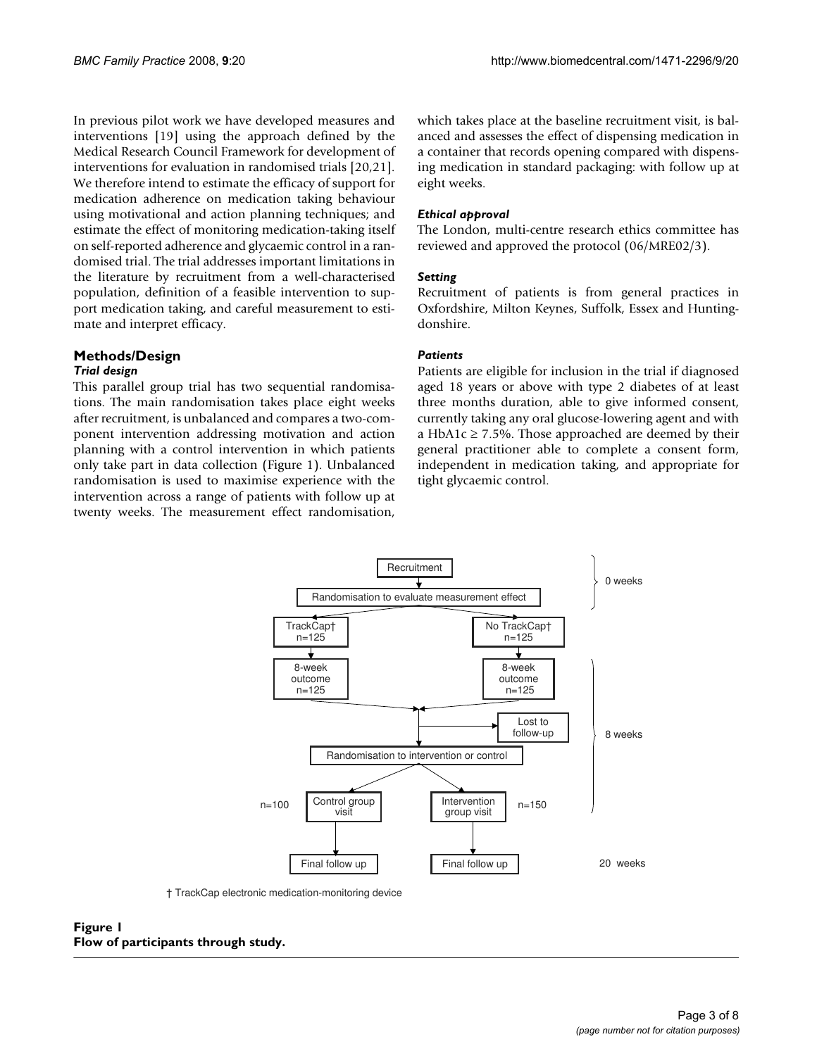In previous pilot work we have developed measures and interventions [19] using the approach defined by the Medical Research Council Framework for development of interventions for evaluation in randomised trials [20,21]. We therefore intend to estimate the efficacy of support for medication adherence on medication taking behaviour using motivational and action planning techniques; and estimate the effect of monitoring medication-taking itself on self-reported adherence and glycaemic control in a randomised trial. The trial addresses important limitations in the literature by recruitment from a well-characterised population, definition of a feasible intervention to support medication taking, and careful measurement to estimate and interpret efficacy.

## Methods/Design

### *Trial design*

This parallel group trial has two sequential randomisations. The main randomisation takes place eight weeks after recruitment, is unbalanced and compares a two-component intervention addressing motivation and action planning with a control intervention in which patients only take part in data collection (Figure 1). Unbalanced randomisation is used to maximise experience with the intervention across a range of patients with follow up at twenty weeks. The measurement effect randomisation, which takes place at the baseline recruitment visit, is balanced and assesses the effect of dispensing medication in a container that records opening compared with dispensing medication in standard packaging: with follow up at eight weeks.

### *Ethical approval*

The London, multi-centre research ethics committee has reviewed and approved the protocol (06/MRE02/3).

### *Setting*

Recruitment of patients is from general practices in Oxfordshire, Milton Keynes, Suffolk, Essex and Huntingdonshire.

### *Patients*

Patients are eligible for inclusion in the trial if diagnosed aged 18 years or above with type 2 diabetes of at least three months duration, able to give informed consent, currently taking any oral glucose-lowering agent and with a HbA1c ≥ 7.5%. Those approached are deemed by their general practitioner able to complete a consent form, independent in medication taking, and appropriate for tight glycaemic control.

Recruitment → Randomisation to evaluate measurement effect (0 weeks)

TrackCap† n=125 → 8-week outcome n=125

No TrackCap† n=125 → 8-week outcome n=125

→ Lost to follow-up

→ Randomisation to intervention or control (8 weeks)

n=100 Control group visit → Final follow up

Intervention group visit n=150 → Final follow up

20 weeks

† TrackCap electronic medication-monitoring device

**Figure 1**
**Flow of participants through study.**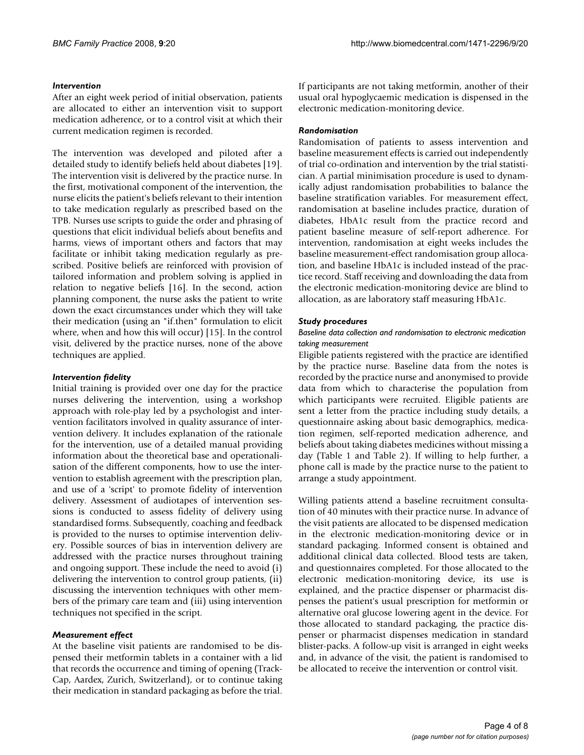### *Intervention*

After an eight week period of initial observation, patients are allocated to either an intervention visit to support medication adherence, or to a control visit at which their current medication regimen is recorded.

The intervention was developed and piloted after a detailed study to identify beliefs held about diabetes [19]. The intervention visit is delivered by the practice nurse. In the first, motivational component of the intervention, the nurse elicits the patient's beliefs relevant to their intention to take medication regularly as prescribed based on the TPB. Nurses use scripts to guide the order and phrasing of questions that elicit individual beliefs about benefits and harms, views of important others and factors that may facilitate or inhibit taking medication regularly as prescribed. Positive beliefs are reinforced with provision of tailored information and problem solving is applied in relation to negative beliefs [16]. In the second, action planning component, the nurse asks the patient to write down the exact circumstances under which they will take their medication (using an "if.then" formulation to elicit where, when and how this will occur) [15]. In the control visit, delivered by the practice nurses, none of the above techniques are applied.

### *Intervention fidelity*

Initial training is provided over one day for the practice nurses delivering the intervention, using a workshop approach with role-play led by a psychologist and intervention facilitators involved in quality assurance of intervention delivery. It includes explanation of the rationale for the intervention, use of a detailed manual providing information about the theoretical base and operationalisation of the different components, how to use the intervention to establish agreement with the prescription plan, and use of a 'script' to promote fidelity of intervention delivery. Assessment of audiotapes of intervention sessions is conducted to assess fidelity of delivery using standardised forms. Subsequently, coaching and feedback is provided to the nurses to optimise intervention delivery. Possible sources of bias in intervention delivery are addressed with the practice nurses throughout training and ongoing support. These include the need to avoid (i) delivering the intervention to control group patients, (ii) discussing the intervention techniques with other members of the primary care team and (iii) using intervention techniques not specified in the script.

### *Measurement effect*

At the baseline visit patients are randomised to be dispensed their metformin tablets in a container with a lid that records the occurrence and timing of opening (Track-Cap, Aardex, Zurich, Switzerland), or to continue taking their medication in standard packaging as before the trial. If participants are not taking metformin, another of their usual oral hypoglycaemic medication is dispensed in the electronic medication-monitoring device.

### *Randomisation*

Randomisation of patients to assess intervention and baseline measurement effects is carried out independently of trial co-ordination and intervention by the trial statistician. A partial minimisation procedure is used to dynamically adjust randomisation probabilities to balance the baseline stratification variables. For measurement effect, randomisation at baseline includes practice, duration of diabetes, HbA1c result from the practice record and patient baseline measure of self-report adherence. For intervention, randomisation at eight weeks includes the baseline measurement-effect randomisation group allocation, and baseline HbA1c is included instead of the practice record. Staff receiving and downloading the data from the electronic medication-monitoring device are blind to allocation, as are laboratory staff measuring HbA1c.

### *Study procedures*

#### *Baseline data collection and randomisation to electronic medication taking measurement*

Eligible patients registered with the practice are identified by the practice nurse. Baseline data from the notes is recorded by the practice nurse and anonymised to provide data from which to characterise the population from which participants were recruited. Eligible patients are sent a letter from the practice including study details, a questionnaire asking about basic demographics, medication regimen, self-reported medication adherence, and beliefs about taking diabetes medicines without missing a day (Table 1 and Table 2). If willing to help further, a phone call is made by the practice nurse to the patient to arrange a study appointment.

Willing patients attend a baseline recruitment consultation of 40 minutes with their practice nurse. In advance of the visit patients are allocated to be dispensed medication in the electronic medication-monitoring device or in standard packaging. Informed consent is obtained and additional clinical data collected. Blood tests are taken, and questionnaires completed. For those allocated to the electronic medication-monitoring device, its use is explained, and the practice dispenser or pharmacist dispenses the patient's usual prescription for metformin or alternative oral glucose lowering agent in the device. For those allocated to standard packaging, the practice dispenser or pharmacist dispenses medication in standard blister-packs. A follow-up visit is arranged in eight weeks and, in advance of the visit, the patient is randomised to be allocated to receive the intervention or control visit.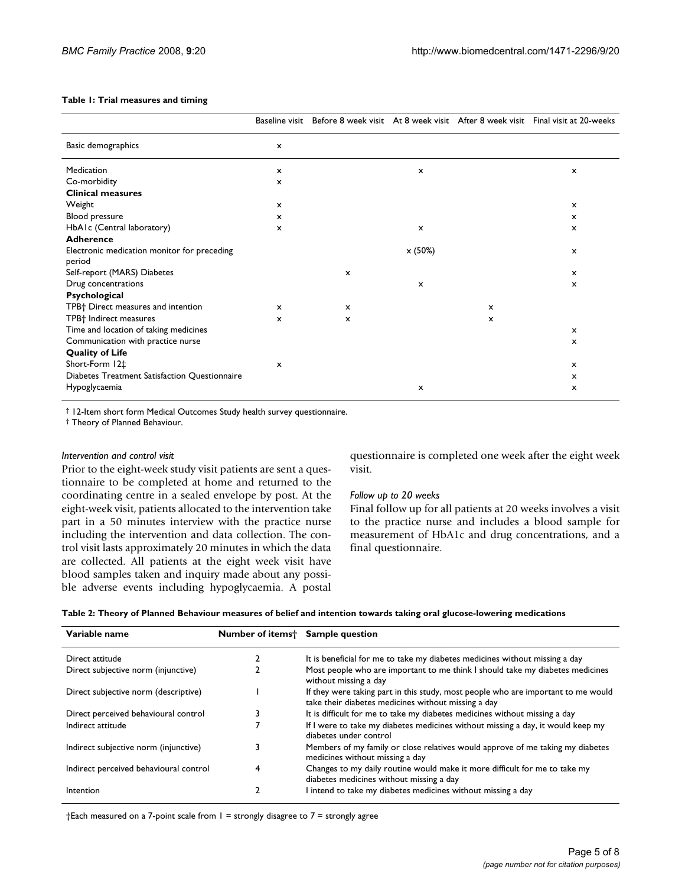**Table 1: Trial measures and timing**

| | Baseline visit | Before 8 week visit | At 8 week visit | After 8 week visit | Final visit at 20-weeks |
|---|---|---|---|---|---|
| Basic demographics | x | | | | |
| Medication | x | | x | | x |
| Co-morbidity | x | | | | |
| **Clinical measures** | | | | | |
| Weight | x | | | | x |
| Blood pressure | x | | | | x |
| HbA1c (Central laboratory) | x | | x | | x |
| **Adherence** | | | | | |
| Electronic medication monitor for preceding period | | | x (50%) | | x |
| Self-report (MARS) Diabetes | | x | | | x |
| Drug concentrations | | | x | | x |
| **Psychological** | | | | | |
| TPB† Direct measures and intention | x | x | | x | |
| TPB† Indirect measures | x | x | | x | |
| Time and location of taking medicines | | | | | x |
| Communication with practice nurse | | | | | x |
| **Quality of Life** | | | | | |
| Short-Form 12‡ | x | | | | x |
| Diabetes Treatment Satisfaction Questionnaire | | | | | x |
| Hypoglycaemia | | | x | | x |

‡ 12-Item short form Medical Outcomes Study health survey questionnaire.
† Theory of Planned Behaviour.

*Intervention and control visit*

Prior to the eight-week study visit patients are sent a questionnaire to be completed at home and returned to the coordinating centre in a sealed envelope by post. At the eight-week visit, patients allocated to the intervention take part in a 50 minutes interview with the practice nurse including the intervention and data collection. The control visit lasts approximately 20 minutes in which the data are collected. All patients at the eight week visit have blood samples taken and inquiry made about any possible adverse events including hypoglycaemia. A postal questionnaire is completed one week after the eight week visit.

*Follow up to 20 weeks*

Final follow up for all patients at 20 weeks involves a visit to the practice nurse and includes a blood sample for measurement of HbA1c and drug concentrations, and a final questionnaire.

**Table 2: Theory of Planned Behaviour measures of belief and intention towards taking oral glucose-lowering medications**

| Variable name | Number of items† | Sample question |
|---|---|---|
| Direct attitude | 2 | It is beneficial for me to take my diabetes medicines without missing a day |
| Direct subjective norm (injunctive) | 2 | Most people who are important to me think I should take my diabetes medicines without missing a day |
| Direct subjective norm (descriptive) | 1 | If they were taking part in this study, most people who are important to me would take their diabetes medicines without missing a day |
| Direct perceived behavioural control | 3 | It is difficult for me to take my diabetes medicines without missing a day |
| Indirect attitude | 7 | If I were to take my diabetes medicines without missing a day, it would keep my diabetes under control |
| Indirect subjective norm (injunctive) | 3 | Members of my family or close relatives would approve of me taking my diabetes medicines without missing a day |
| Indirect perceived behavioural control | 4 | Changes to my daily routine would make it more difficult for me to take my diabetes medicines without missing a day |
| Intention | 2 | I intend to take my diabetes medicines without missing a day |

†Each measured on a 7-point scale from 1 = strongly disagree to 7 = strongly agree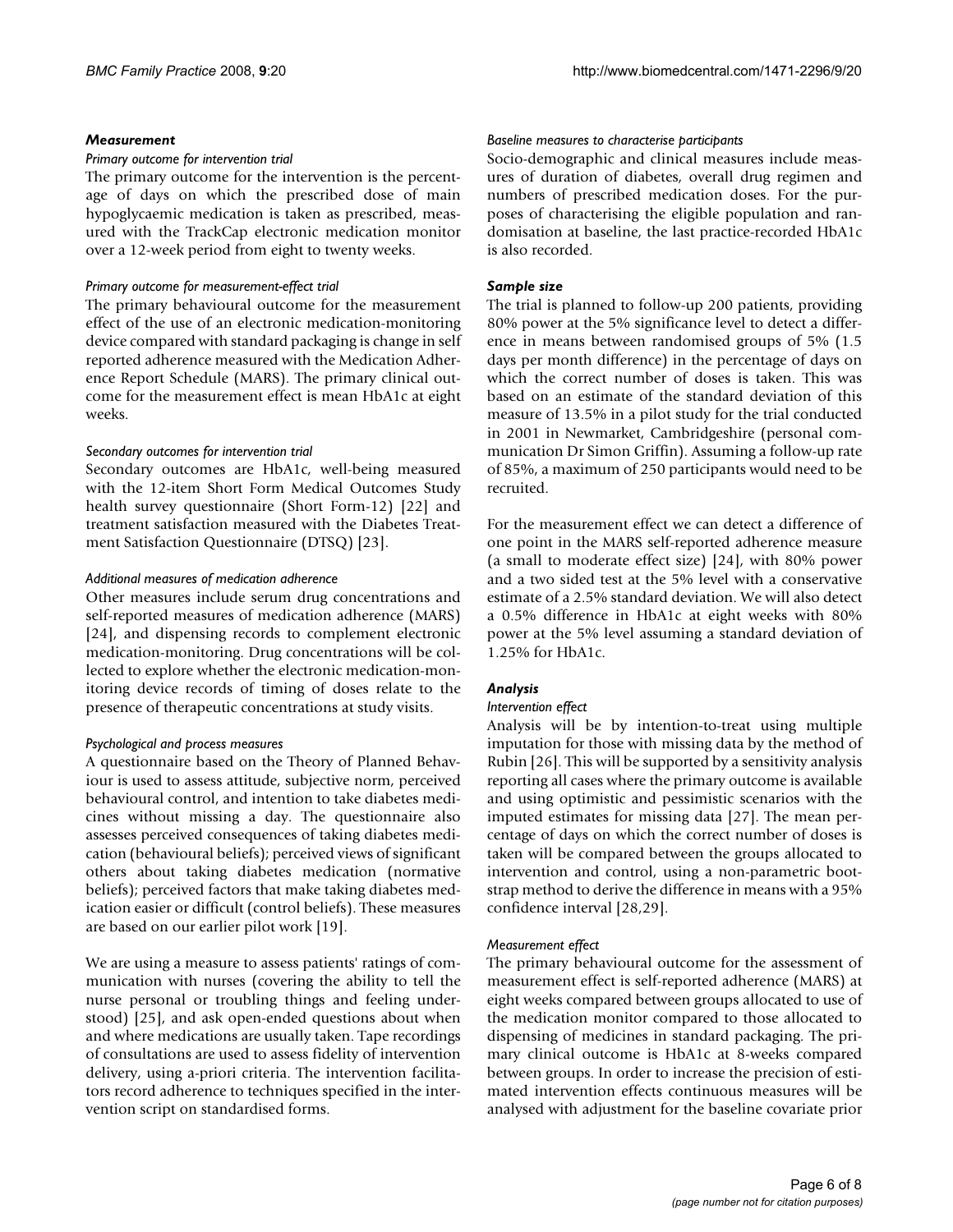### Measurement

#### *Primary outcome for intervention trial*

The primary outcome for the intervention is the percentage of days on which the prescribed dose of main hypoglycaemic medication is taken as prescribed, measured with the TrackCap electronic medication monitor over a 12-week period from eight to twenty weeks.

#### *Primary outcome for measurement-effect trial*

The primary behavioural outcome for the measurement effect of the use of an electronic medication-monitoring device compared with standard packaging is change in self reported adherence measured with the Medication Adherence Report Schedule (MARS). The primary clinical outcome for the measurement effect is mean HbA1c at eight weeks.

#### *Secondary outcomes for intervention trial*

Secondary outcomes are HbA1c, well-being measured with the 12-item Short Form Medical Outcomes Study health survey questionnaire (Short Form-12) [22] and treatment satisfaction measured with the Diabetes Treatment Satisfaction Questionnaire (DTSQ) [23].

#### *Additional measures of medication adherence*

Other measures include serum drug concentrations and self-reported measures of medication adherence (MARS) [24], and dispensing records to complement electronic medication-monitoring. Drug concentrations will be collected to explore whether the electronic medication-monitoring device records of timing of doses relate to the presence of therapeutic concentrations at study visits.

#### *Psychological and process measures*

A questionnaire based on the Theory of Planned Behaviour is used to assess attitude, subjective norm, perceived behavioural control, and intention to take diabetes medicines without missing a day. The questionnaire also assesses perceived consequences of taking diabetes medication (behavioural beliefs); perceived views of significant others about taking diabetes medication (normative beliefs); perceived factors that make taking diabetes medication easier or difficult (control beliefs). These measures are based on our earlier pilot work [19].

We are using a measure to assess patients' ratings of communication with nurses (covering the ability to tell the nurse personal or troubling things and feeling understood) [25], and ask open-ended questions about when and where medications are usually taken. Tape recordings of consultations are used to assess fidelity of intervention delivery, using a-priori criteria. The intervention facilitators record adherence to techniques specified in the intervention script on standardised forms.

#### *Baseline measures to characterise participants*

Socio-demographic and clinical measures include measures of duration of diabetes, overall drug regimen and numbers of prescribed medication doses. For the purposes of characterising the eligible population and randomisation at baseline, the last practice-recorded HbA1c is also recorded.

### Sample size

The trial is planned to follow-up 200 patients, providing 80% power at the 5% significance level to detect a difference in means between randomised groups of 5% (1.5 days per month difference) in the percentage of days on which the correct number of doses is taken. This was based on an estimate of the standard deviation of this measure of 13.5% in a pilot study for the trial conducted in 2001 in Newmarket, Cambridgeshire (personal communication Dr Simon Griffin). Assuming a follow-up rate of 85%, a maximum of 250 participants would need to be recruited.

For the measurement effect we can detect a difference of one point in the MARS self-reported adherence measure (a small to moderate effect size) [24], with 80% power and a two sided test at the 5% level with a conservative estimate of a 2.5% standard deviation. We will also detect a 0.5% difference in HbA1c at eight weeks with 80% power at the 5% level assuming a standard deviation of 1.25% for HbA1c.

### Analysis

#### *Intervention effect*

Analysis will be by intention-to-treat using multiple imputation for those with missing data by the method of Rubin [26]. This will be supported by a sensitivity analysis reporting all cases where the primary outcome is available and using optimistic and pessimistic scenarios with the imputed estimates for missing data [27]. The mean percentage of days on which the correct number of doses is taken will be compared between the groups allocated to intervention and control, using a non-parametric bootstrap method to derive the difference in means with a 95% confidence interval [28,29].

#### *Measurement effect*

The primary behavioural outcome for the assessment of measurement effect is self-reported adherence (MARS) at eight weeks compared between groups allocated to use of the medication monitor compared to those allocated to dispensing of medicines in standard packaging. The primary clinical outcome is HbA1c at 8-weeks compared between groups. In order to increase the precision of estimated intervention effects continuous measures will be analysed with adjustment for the baseline covariate prior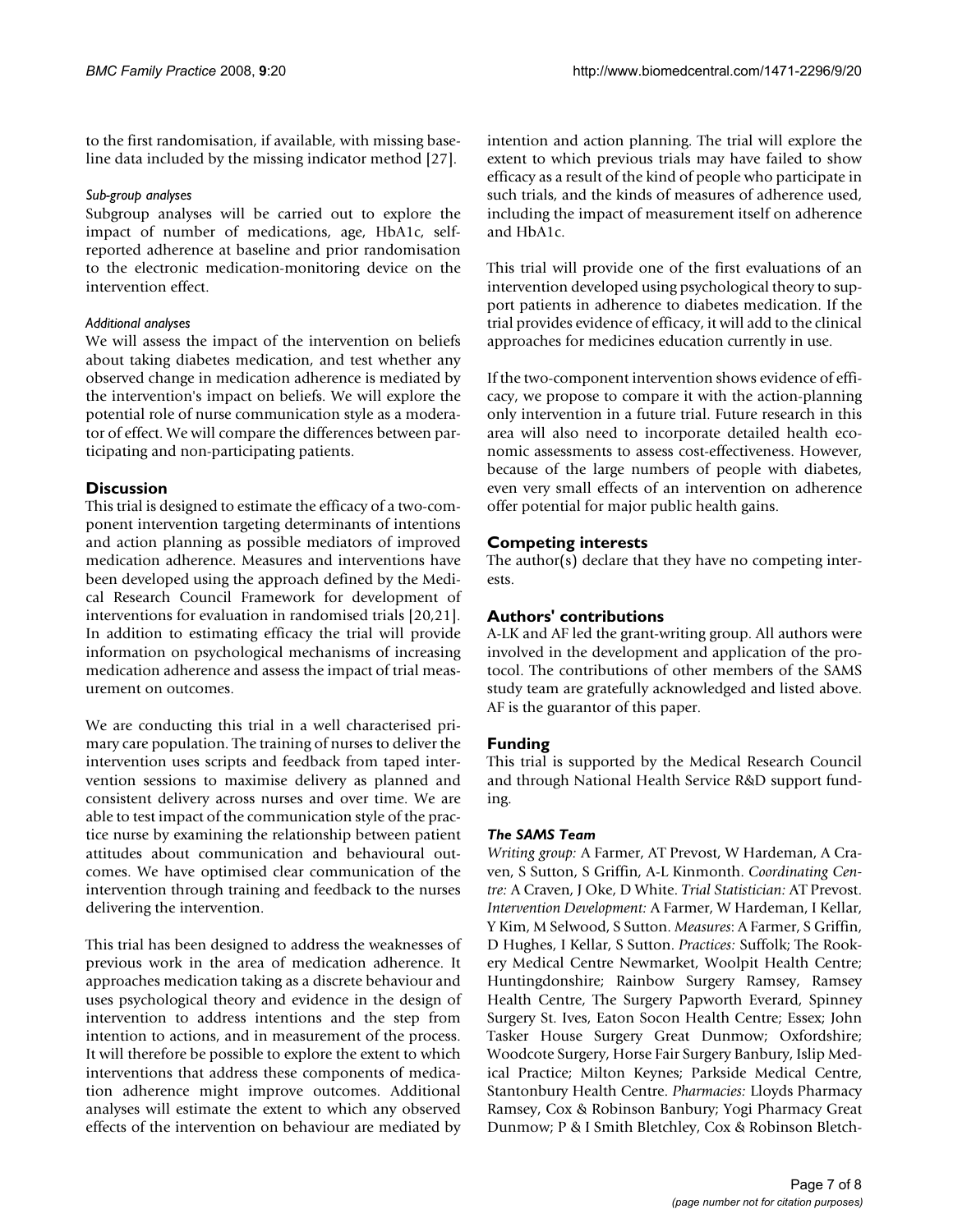to the first randomisation, if available, with missing baseline data included by the missing indicator method [27].

#### *Sub-group analyses*

Subgroup analyses will be carried out to explore the impact of number of medications, age, HbA1c, self-reported adherence at baseline and prior randomisation to the electronic medication-monitoring device on the intervention effect.

#### *Additional analyses*

We will assess the impact of the intervention on beliefs about taking diabetes medication, and test whether any observed change in medication adherence is mediated by the intervention's impact on beliefs. We will explore the potential role of nurse communication style as a moderator of effect. We will compare the differences between participating and non-participating patients.

## Discussion

This trial is designed to estimate the efficacy of a two-component intervention targeting determinants of intentions and action planning as possible mediators of improved medication adherence. Measures and interventions have been developed using the approach defined by the Medical Research Council Framework for development of interventions for evaluation in randomised trials [20,21]. In addition to estimating efficacy the trial will provide information on psychological mechanisms of increasing medication adherence and assess the impact of trial measurement on outcomes.

We are conducting this trial in a well characterised primary care population. The training of nurses to deliver the intervention uses scripts and feedback from taped intervention sessions to maximise delivery as planned and consistent delivery across nurses and over time. We are able to test impact of the communication style of the practice nurse by examining the relationship between patient attitudes about communication and behavioural outcomes. We have optimised clear communication of the intervention through training and feedback to the nurses delivering the intervention.

This trial has been designed to address the weaknesses of previous work in the area of medication adherence. It approaches medication taking as a discrete behaviour and uses psychological theory and evidence in the design of intervention to address intentions and the step from intention to actions, and in measurement of the process. It will therefore be possible to explore the extent to which interventions that address these components of medication adherence might improve outcomes. Additional analyses will estimate the extent to which any observed effects of the intervention on behaviour are mediated by intention and action planning. The trial will explore the extent to which previous trials may have failed to show efficacy as a result of the kind of people who participate in such trials, and the kinds of measures of adherence used, including the impact of measurement itself on adherence and HbA1c.

This trial will provide one of the first evaluations of an intervention developed using psychological theory to support patients in adherence to diabetes medication. If the trial provides evidence of efficacy, it will add to the clinical approaches for medicines education currently in use.

If the two-component intervention shows evidence of efficacy, we propose to compare it with the action-planning only intervention in a future trial. Future research in this area will also need to incorporate detailed health economic assessments to assess cost-effectiveness. However, because of the large numbers of people with diabetes, even very small effects of an intervention on adherence offer potential for major public health gains.

## Competing interests

The author(s) declare that they have no competing interests.

## Authors' contributions

A-LK and AF led the grant-writing group. All authors were involved in the development and application of the protocol. The contributions of other members of the SAMS study team are gratefully acknowledged and listed above. AF is the guarantor of this paper.

## Funding

This trial is supported by the Medical Research Council and through National Health Service R&D support funding.

### *The SAMS Team*

*Writing group:* A Farmer, AT Prevost, W Hardeman, A Craven, S Sutton, S Griffin, A-L Kinmonth. *Coordinating Centre:* A Craven, J Oke, D White. *Trial Statistician:* AT Prevost. *Intervention Development:* A Farmer, W Hardeman, I Kellar, Y Kim, M Selwood, S Sutton. *Measures*: A Farmer, S Griffin, D Hughes, I Kellar, S Sutton. *Practices:* Suffolk; The Rookery Medical Centre Newmarket, Woolpit Health Centre; Huntingdonshire; Rainbow Surgery Ramsey, Ramsey Health Centre, The Surgery Papworth Everard, Spinney Surgery St. Ives, Eaton Socon Health Centre; Essex; John Tasker House Surgery Great Dunmow; Oxfordshire; Woodcote Surgery, Horse Fair Surgery Banbury, Islip Medical Practice; Milton Keynes; Parkside Medical Centre, Stantonbury Health Centre. *Pharmacies:* Lloyds Pharmacy Ramsey, Cox & Robinson Banbury; Yogi Pharmacy Great Dunmow; P & I Smith Bletchley, Cox & Robinson Bletch-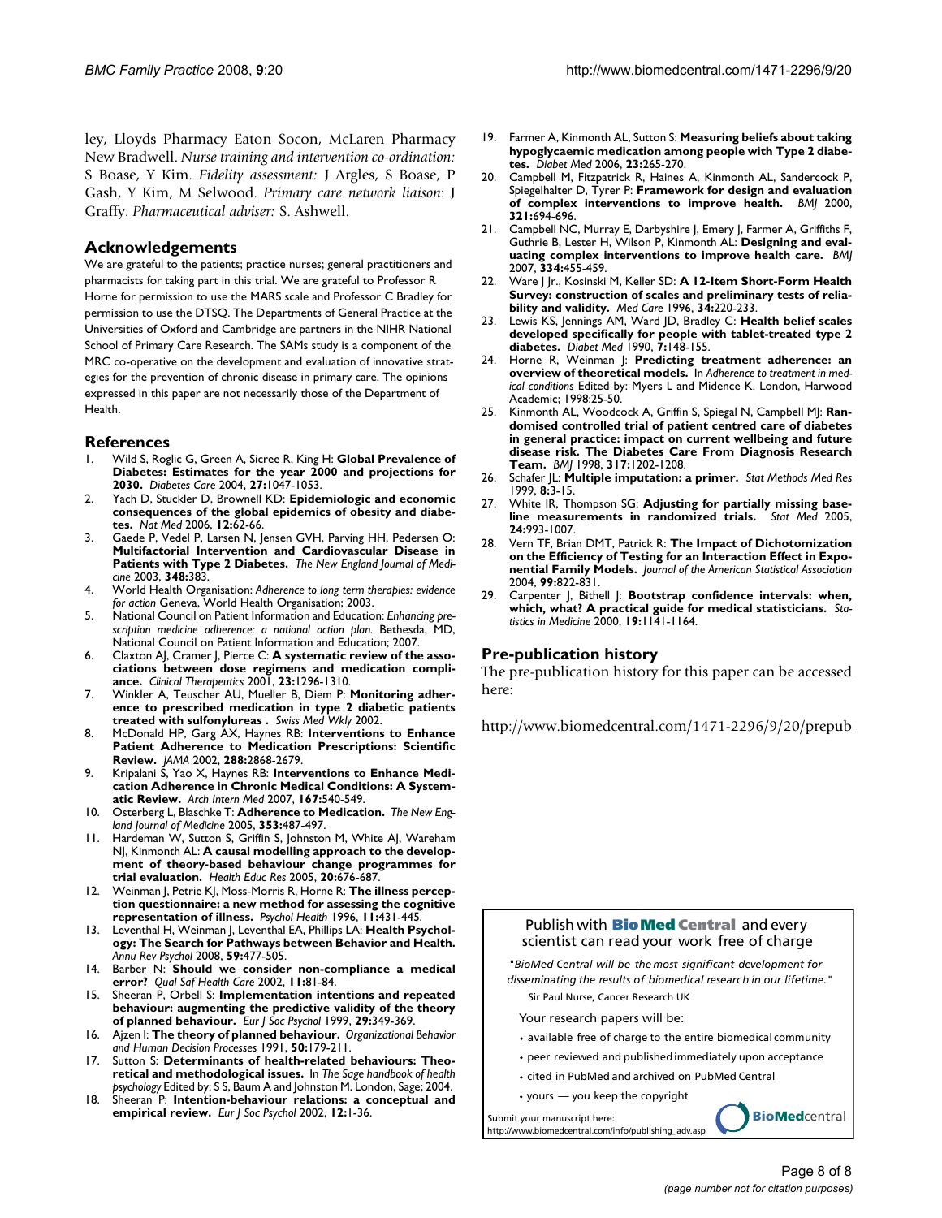ley, Lloyds Pharmacy Eaton Socon, McLaren Pharmacy New Bradwell. *Nurse training and intervention co-ordination:* S Boase, Y Kim. *Fidelity assessment:* J Argles, S Boase, P Gash, Y Kim, M Selwood. *Primary care network liaison*: J Graffy. *Pharmaceutical adviser:* S. Ashwell.

## Acknowledgements

We are grateful to the patients; practice nurses; general practitioners and pharmacists for taking part in this trial. We are grateful to Professor R Horne for permission to use the MARS scale and Professor C Bradley for permission to use the DTSQ. The Departments of General Practice at the Universities of Oxford and Cambridge are partners in the NIHR National School of Primary Care Research. The SAMs study is a component of the MRC co-operative on the development and evaluation of innovative strategies for the prevention of chronic disease in primary care. The opinions expressed in this paper are not necessarily those of the Department of Health.

## References

1. Wild S, Roglic G, Green A, Sicree R, King H: **Global Prevalence of Diabetes: Estimates for the year 2000 and projections for 2030.** *Diabetes Care* 2004, **27:**1047-1053.
2. Yach D, Stuckler D, Brownell KD: **Epidemiologic and economic consequences of the global epidemics of obesity and diabetes.** *Nat Med* 2006, **12:**62-66.
3. Gaede P, Vedel P, Larsen N, Jensen GVH, Parving HH, Pedersen O: **Multifactorial Intervention and Cardiovascular Disease in Patients with Type 2 Diabetes.** *The New England Journal of Medicine* 2003, **348:**383.
4. World Health Organisation: *Adherence to long term therapies: evidence for action* Geneva, World Health Organisation; 2003.
5. National Council on Patient Information and Education: *Enhancing prescription medicine adherence: a national action plan.* Bethesda, MD, National Council on Patient Information and Education; 2007.
6. Claxton AJ, Cramer J, Pierce C: **A systematic review of the associations between dose regimens and medication compliance.** *Clinical Therapeutics* 2001, **23:**1296-1310.
7. Winkler A, Teuscher AU, Mueller B, Diem P: **Monitoring adherence to prescribed medication in type 2 diabetic patients treated with sulfonylureas .** *Swiss Med Wkly* 2002.
8. McDonald HP, Garg AX, Haynes RB: **Interventions to Enhance Patient Adherence to Medication Prescriptions: Scientific Review.** *JAMA* 2002, **288:**2868-2679.
9. Kripalani S, Yao X, Haynes RB: **Interventions to Enhance Medication Adherence in Chronic Medical Conditions: A Systematic Review.** *Arch Intern Med* 2007, **167:**540-549.
10. Osterberg L, Blaschke T: **Adherence to Medication.** *The New England Journal of Medicine* 2005, **353:**487-497.
11. Hardeman W, Sutton S, Griffin S, Johnston M, White AJ, Wareham NJ, Kinmonth AL: **A causal modelling approach to the development of theory-based behaviour change programmes for trial evaluation.** *Health Educ Res* 2005, **20:**676-687.
12. Weinman J, Petrie KJ, Moss-Morris R, Horne R: **The illness perception questionnaire: a new method for assessing the cognitive representation of illness.** *Psychol Health* 1996, **11:**431-445.
13. Leventhal H, Weinman J, Leventhal EA, Phillips LA: **Health Psychology: The Search for Pathways between Behavior and Health.** *Annu Rev Psychol* 2008, **59:**477-505.
14. Barber N: **Should we consider non-compliance a medical error?** *Qual Saf Health Care* 2002, **11:**81-84.
15. Sheeran P, Orbell S: **Implementation intentions and repeated behaviour: augmenting the predictive validity of the theory of planned behaviour.** *Eur J Soc Psychol* 1999, **29:**349-369.
16. Ajzen I: **The theory of planned behaviour.** *Organizational Behavior and Human Decision Processes* 1991, **50:**179-211.
17. Sutton S: **Determinants of health-related behaviours: Theoretical and methodological issues.** In *The Sage handbook of health psychology* Edited by: S S, Baum A and Johnston M. London, Sage; 2004.
18. Sheeran P: **Intention-behaviour relations: a conceptual and empirical review.** *Eur J Soc Psychol* 2002, **12:**1-36.
19. Farmer A, Kinmonth AL, Sutton S: **Measuring beliefs about taking hypoglycaemic medication among people with Type 2 diabetes.** *Diabet Med* 2006, **23:**265-270.
20. Campbell M, Fitzpatrick R, Haines A, Kinmonth AL, Sandercock P, Spiegelhalter D, Tyrer P: **Framework for design and evaluation of complex interventions to improve health.** *BMJ* 2000, **321:**694-696.
21. Campbell NC, Murray E, Darbyshire J, Emery J, Farmer A, Griffiths F, Guthrie B, Lester H, Wilson P, Kinmonth AL: **Designing and evaluating complex interventions to improve health care.** *BMJ* 2007, **334:**455-459.
22. Ware J Jr., Kosinski M, Keller SD: **A 12-Item Short-Form Health Survey: construction of scales and preliminary tests of reliability and validity.** *Med Care* 1996, **34:**220-233.
23. Lewis KS, Jennings AM, Ward JD, Bradley C: **Health belief scales developed specifically for people with tablet-treated type 2 diabetes.** *Diabet Med* 1990, **7:**148-155.
24. Horne R, Weinman J: **Predicting treatment adherence: an overview of theoretical models.** In *Adherence to treatment in medical conditions* Edited by: Myers L and Midence K. London, Harwood Academic; 1998:25-50.
25. Kinmonth AL, Woodcock A, Griffin S, Spiegal N, Campbell MJ: **Randomised controlled trial of patient centred care of diabetes in general practice: impact on current wellbeing and future disease risk. The Diabetes Care From Diagnosis Research Team.** *BMJ* 1998, **317:**1202-1208.
26. Schafer JL: **Multiple imputation: a primer.** *Stat Methods Med Res* 1999, **8:**3-15.
27. White IR, Thompson SG: **Adjusting for partially missing baseline measurements in randomized trials.** *Stat Med* 2005, **24:**993-1007.
28. Vern TF, Brian DMT, Patrick R: **The Impact of Dichotomization on the Efficiency of Testing for an Interaction Effect in Exponential Family Models.** *Journal of the American Statistical Association* 2004, **99:**822-831.
29. Carpenter J, Bithell J: **Bootstrap confidence intervals: when, which, what? A practical guide for medical statisticians.** *Statistics in Medicine* 2000, **19:**1141-1164.

## Pre-publication history

The pre-publication history for this paper can be accessed here:

http://www.biomedcentral.com/1471-2296/9/20/prepub